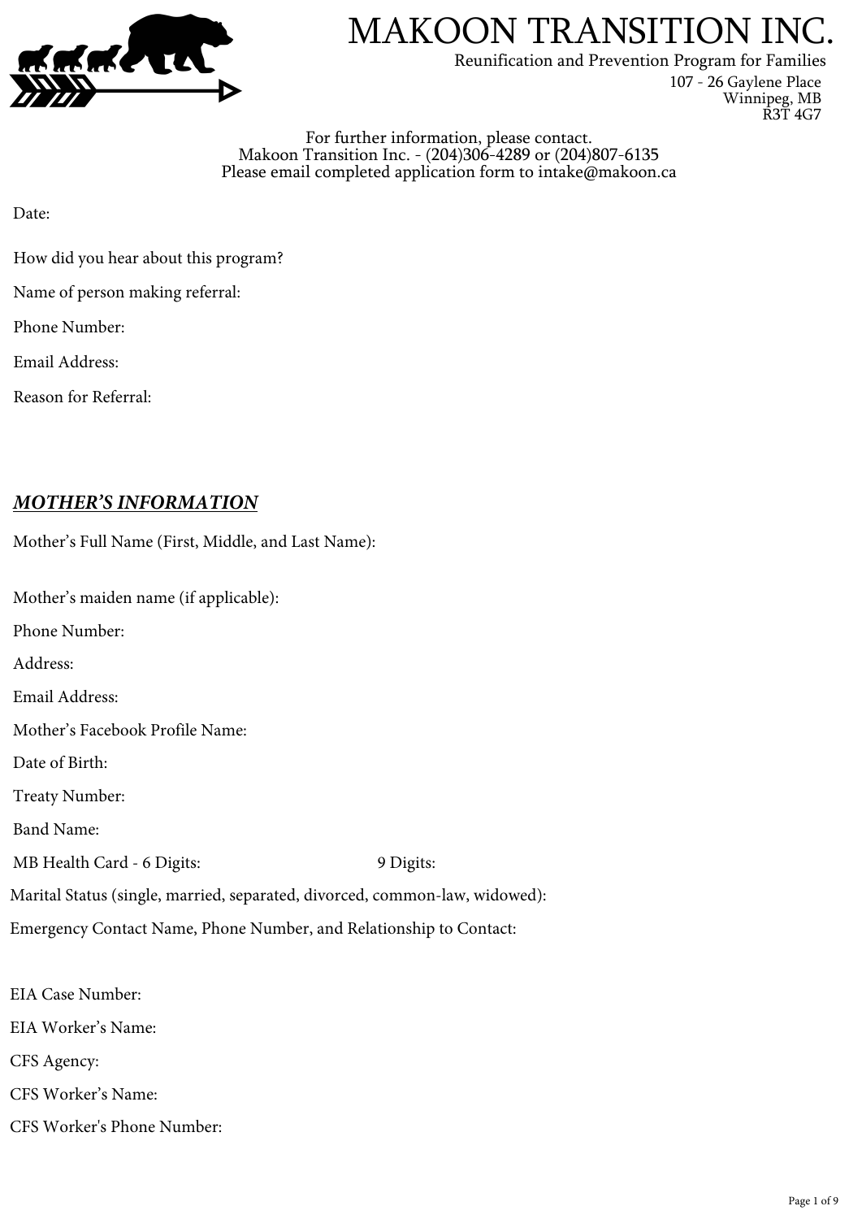# MAKOON TRANSITION INC.

Reunification and Prevention Program for Families

107 - 26 Gaylene Place
Winnipeg, MB
R3T 4G7

For further information, please contact.
Makoon Transition Inc. - (204)306-4289 or (204)807-6135
Please email completed application form to intake@makoon.ca

Date:

How did you hear about this program?

Name of person making referral:

Phone Number:

Email Address:

Reason for Referral:

## ***MOTHER'S INFORMATION***

Mother's Full Name (First, Middle, and Last Name):

Mother's maiden name (if applicable):

Phone Number:

Address:

Email Address:

Mother's Facebook Profile Name:

Date of Birth:

Treaty Number:

Band Name:

MB Health Card - 6 Digits: 9 Digits:

Marital Status (single, married, separated, divorced, common-law, widowed):

Emergency Contact Name, Phone Number, and Relationship to Contact:

EIA Case Number:

EIA Worker's Name:

CFS Agency:

CFS Worker's Name:

CFS Worker's Phone Number: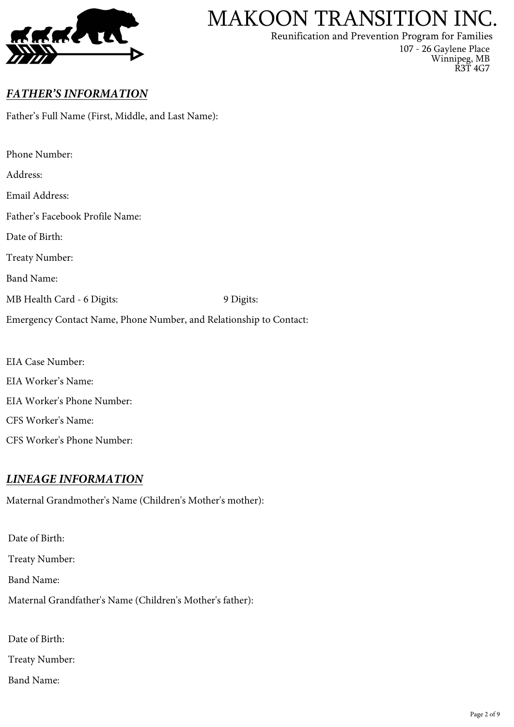# MAKOON TRANSITION INC.

Reunification and Prevention Program for Families
107 - 26 Gaylene Place
Winnipeg, MB
R3T 4G7

## ***FATHER'S INFORMATION***

Father's Full Name (First, Middle, and Last Name):

Phone Number:

Address:

Email Address:

Father's Facebook Profile Name:

Date of Birth:

Treaty Number:

Band Name:

MB Health Card - 6 Digits: 9 Digits:

Emergency Contact Name, Phone Number, and Relationship to Contact:

EIA Case Number:

EIA Worker's Name:

EIA Worker's Phone Number:

CFS Worker's Name:

CFS Worker's Phone Number:

## ***LINEAGE INFORMATION***

Maternal Grandmother's Name (Children's Mother's mother):

Date of Birth:

Treaty Number:

Band Name:

Maternal Grandfather's Name (Children's Mother's father):

Date of Birth:

Treaty Number:

Band Name: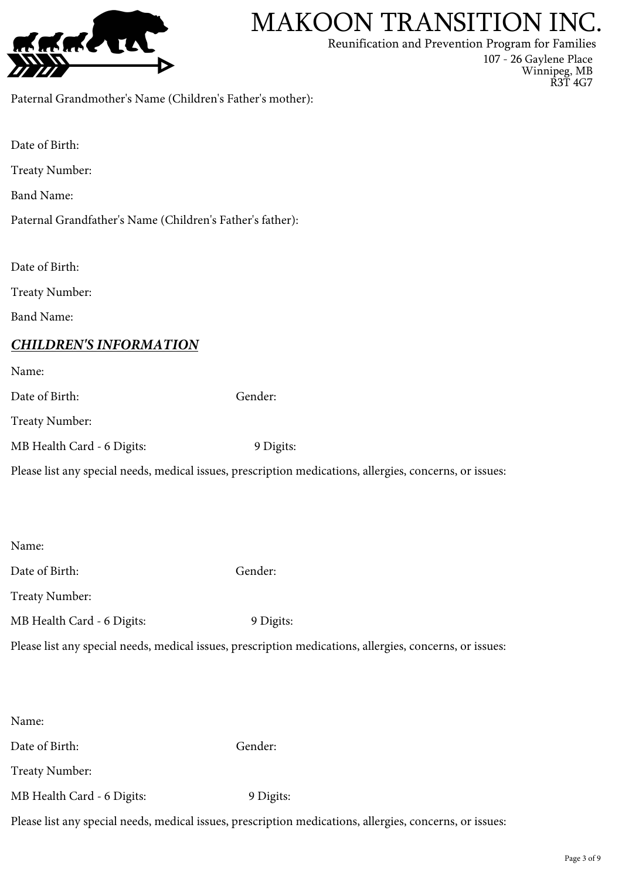# MAKOON TRANSITION INC.

Reunification and Prevention Program for Families
107 - 26 Gaylene Place
Winnipeg, MB
R3T 4G7

Paternal Grandmother's Name (Children's Father's mother):

Date of Birth:

Treaty Number:

Band Name:

Paternal Grandfather's Name (Children's Father's father):

Date of Birth:

Treaty Number:

Band Name:

## ***CHILDREN'S INFORMATION***

Name:

Date of Birth: Gender:

Treaty Number:

MB Health Card - 6 Digits: 9 Digits:

Please list any special needs, medical issues, prescription medications, allergies, concerns, or issues:

Name:

Date of Birth: Gender:

Treaty Number:

MB Health Card - 6 Digits: 9 Digits:

Please list any special needs, medical issues, prescription medications, allergies, concerns, or issues:

Name:

Date of Birth: Gender:

Treaty Number:

MB Health Card - 6 Digits: 9 Digits:

Please list any special needs, medical issues, prescription medications, allergies, concerns, or issues: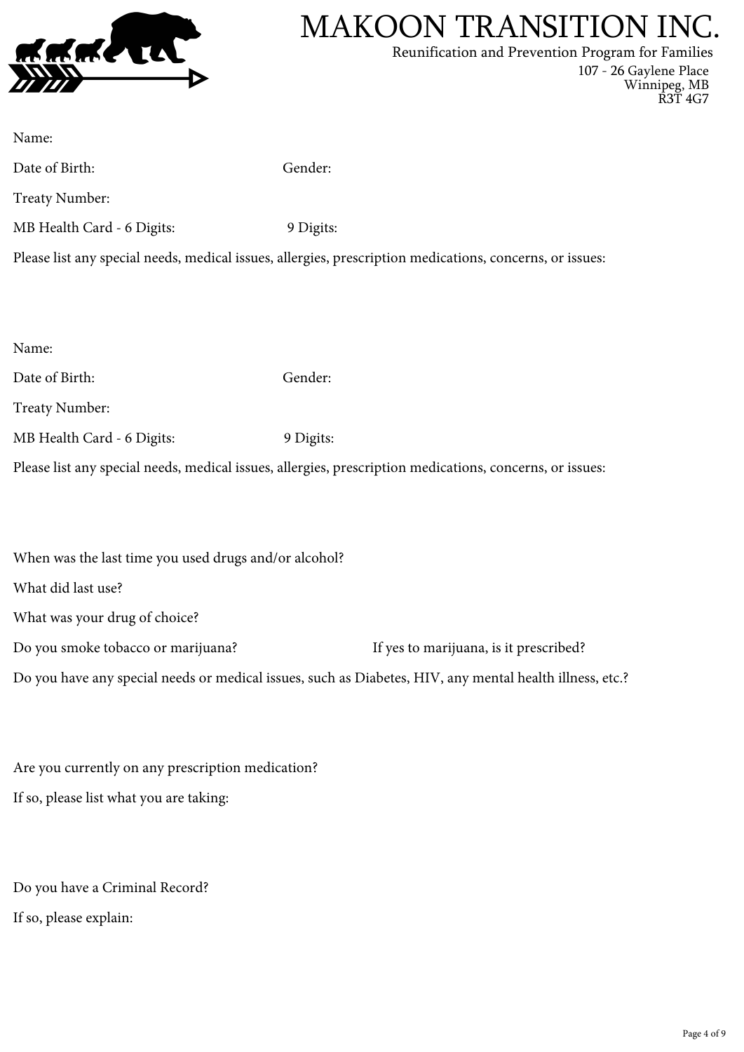# MAKOON TRANSITION INC.

Reunification and Prevention Program for Families

107 - 26 Gaylene Place
Winnipeg, MB
R3T 4G7

Name:

Date of Birth: Gender:

Treaty Number:

MB Health Card - 6 Digits: 9 Digits:

Please list any special needs, medical issues, allergies, prescription medications, concerns, or issues:

Name:

Date of Birth: Gender:

Treaty Number:

MB Health Card - 6 Digits: 9 Digits:

Please list any special needs, medical issues, allergies, prescription medications, concerns, or issues:

When was the last time you used drugs and/or alcohol?

What did last use?

What was your drug of choice?

Do you smoke tobacco or marijuana? If yes to marijuana, is it prescribed?

Do you have any special needs or medical issues, such as Diabetes, HIV, any mental health illness, etc.?

Are you currently on any prescription medication?

If so, please list what you are taking:

Do you have a Criminal Record?

If so, please explain: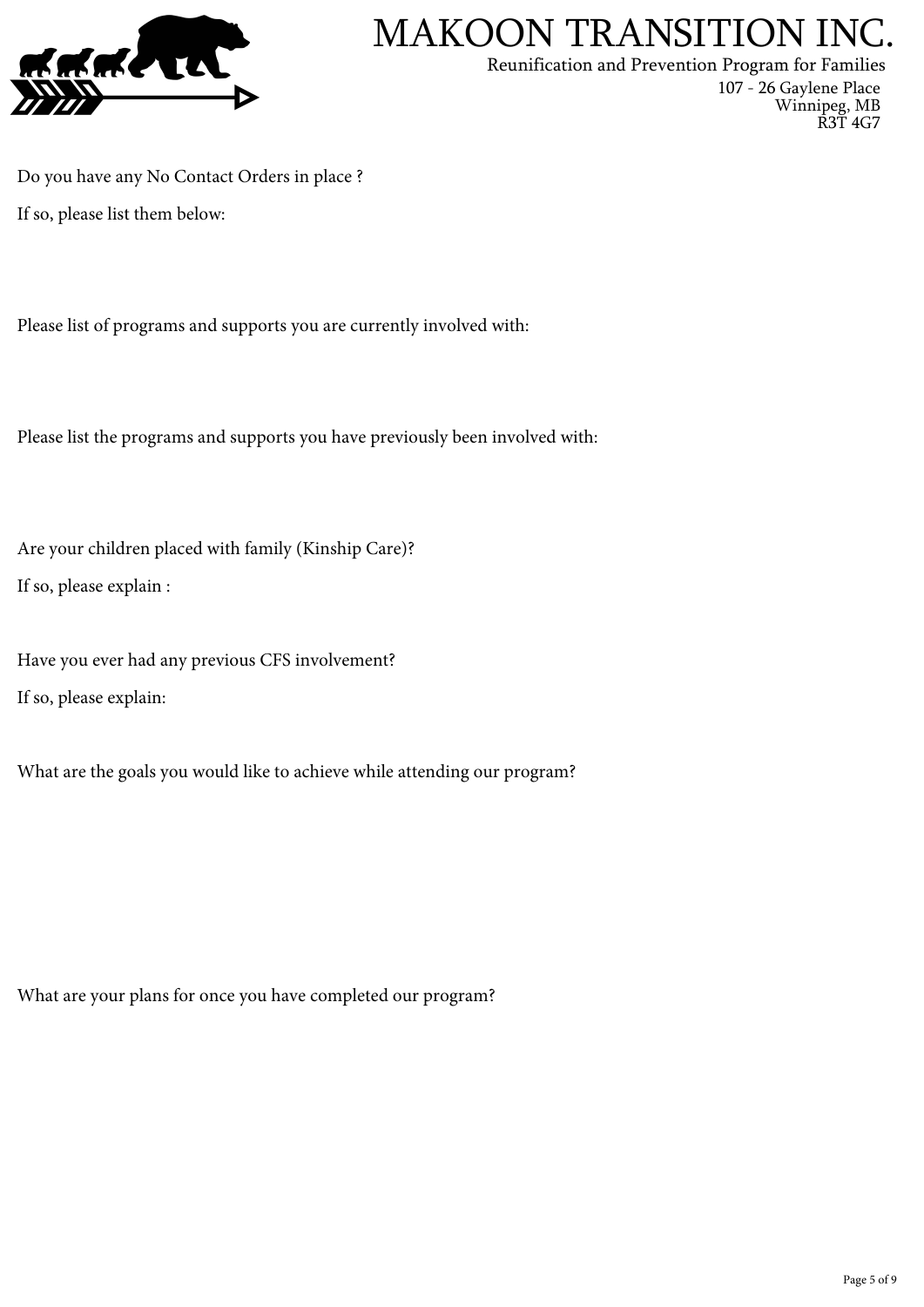# MAKOON TRANSITION INC.

Reunification and Prevention Program for Families
107 - 26 Gaylene Place
Winnipeg, MB
R3T 4G7

Do you have any No Contact Orders in place ?

If so, please list them below:

Please list of programs and supports you are currently involved with:

Please list the programs and supports you have previously been involved with:

Are your children placed with family (Kinship Care)?

If so, please explain :

Have you ever had any previous CFS involvement?

If so, please explain:

What are the goals you would like to achieve while attending our program?

What are your plans for once you have completed our program?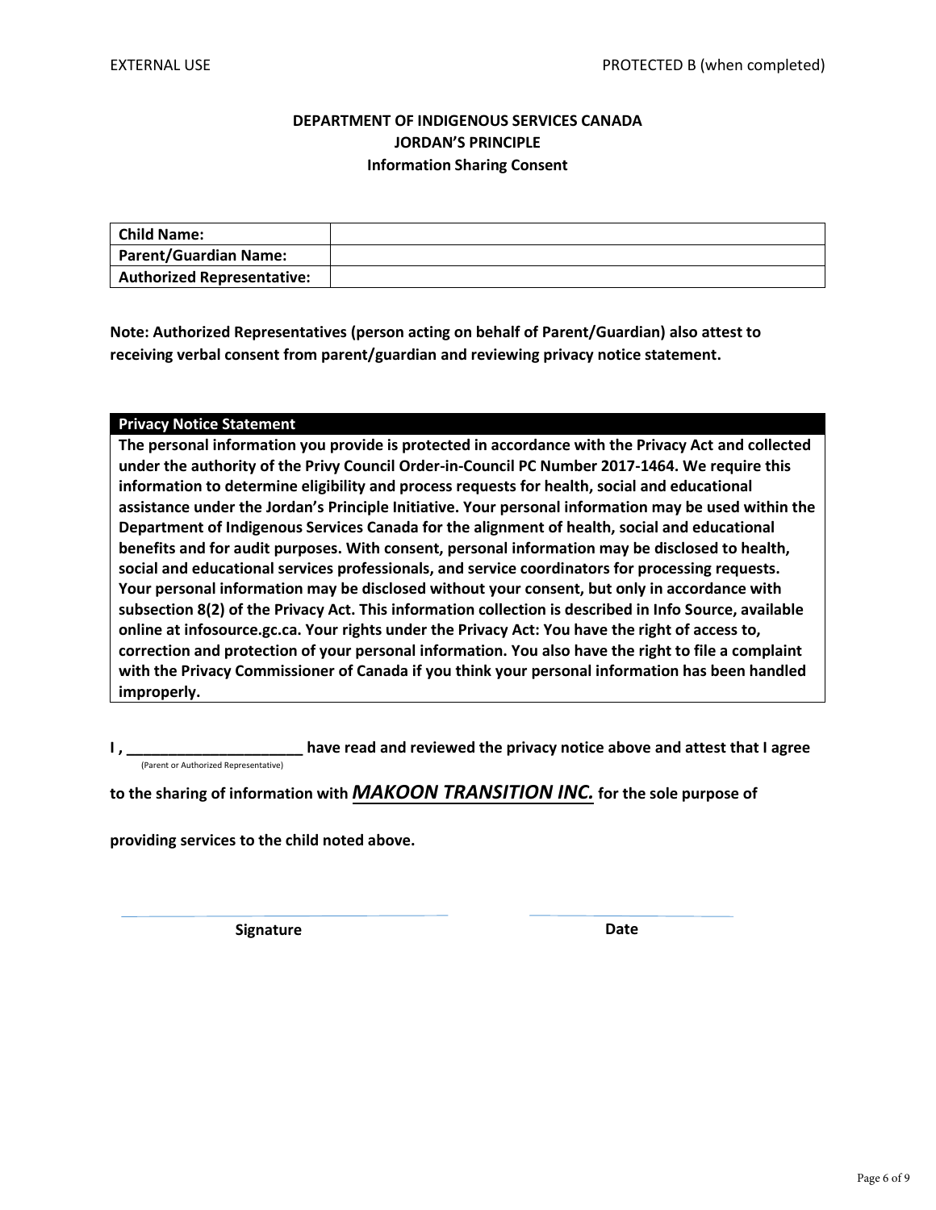EXTERNAL USE PROTECTED B (when completed)

**DEPARTMENT OF INDIGENOUS SERVICES CANADA**
**JORDAN'S PRINCIPLE**
**Information Sharing Consent**

| **Child Name:** | |
|---|---|
| **Parent/Guardian Name:** | |
| **Authorized Representative:** | |

**Note: Authorized Representatives (person acting on behalf of Parent/Guardian) also attest to receiving verbal consent from parent/guardian and reviewing privacy notice statement.**

| **Privacy Notice Statement** |
|---|
| **The personal information you provide is protected in accordance with the Privacy Act and collected under the authority of the Privy Council Order-in-Council PC Number 2017-1464. We require this information to determine eligibility and process requests for health, social and educational assistance under the Jordan's Principle Initiative. Your personal information may be used within the Department of Indigenous Services Canada for the alignment of health, social and educational benefits and for audit purposes. With consent, personal information may be disclosed to health, social and educational services professionals, and service coordinators for processing requests. Your personal information may be disclosed without your consent, but only in accordance with subsection 8(2) of the Privacy Act. This information collection is described in Info Source, available online at infosource.gc.ca. Your rights under the Privacy Act: You have the right of access to, correction and protection of your personal information. You also have the right to file a complaint with the Privacy Commissioner of Canada if you think your personal information has been handled improperly.** |

**I , ____________________ have read and reviewed the privacy notice above and attest that I agree**
(Parent or Authorized Representative)

**to the sharing of information with *MAKOON TRANSITION INC.* for the sole purpose of providing services to the child noted above.**

____________________ ____________________

**Signature** **Date**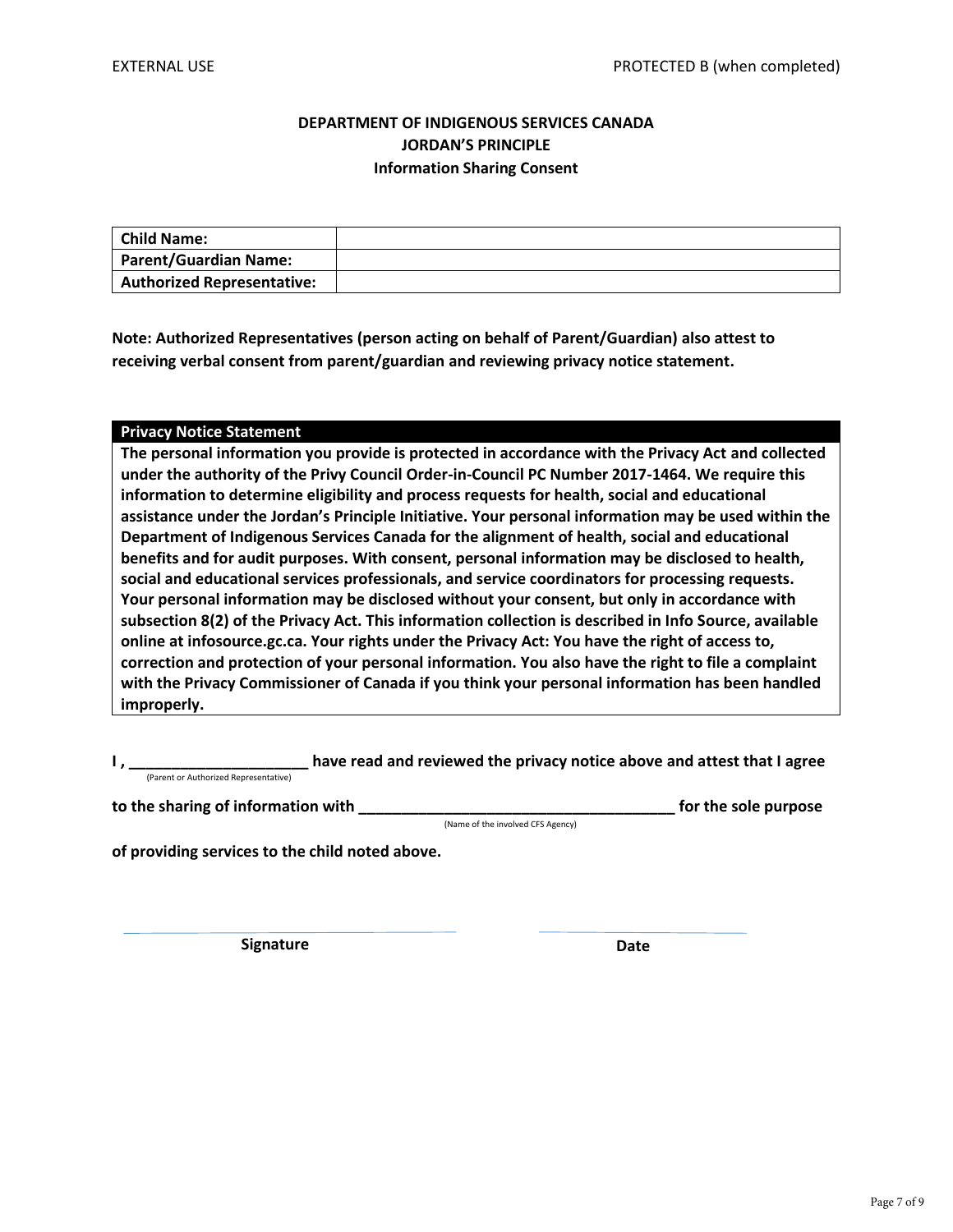EXTERNAL USE PROTECTED B (when completed)

**DEPARTMENT OF INDIGENOUS SERVICES CANADA**
**JORDAN'S PRINCIPLE**
**Information Sharing Consent**

| **Child Name:** | |
|---|---|
| **Parent/Guardian Name:** | |
| **Authorized Representative:** | |

**Note: Authorized Representatives (person acting on behalf of Parent/Guardian) also attest to receiving verbal consent from parent/guardian and reviewing privacy notice statement.**

| **Privacy Notice Statement** |
|---|
| **The personal information you provide is protected in accordance with the Privacy Act and collected under the authority of the Privy Council Order-in-Council PC Number 2017-1464. We require this information to determine eligibility and process requests for health, social and educational assistance under the Jordan's Principle Initiative. Your personal information may be used within the Department of Indigenous Services Canada for the alignment of health, social and educational benefits and for audit purposes. With consent, personal information may be disclosed to health, social and educational services professionals, and service coordinators for processing requests. Your personal information may be disclosed without your consent, but only in accordance with subsection 8(2) of the Privacy Act. This information collection is described in Info Source, available online at infosource.gc.ca. Your rights under the Privacy Act: You have the right of access to, correction and protection of your personal information. You also have the right to file a complaint with the Privacy Commissioner of Canada if you think your personal information has been handled improperly.** |

**I , ____________________ have read and reviewed the privacy notice above and attest that I agree**
(Parent or Authorized Representative)

**to the sharing of information with ____________________________________ for the sole purpose**
(Name of the involved CFS Agency)

**of providing services to the child noted above.**

______________________________ ______________________
**Signature** **Date**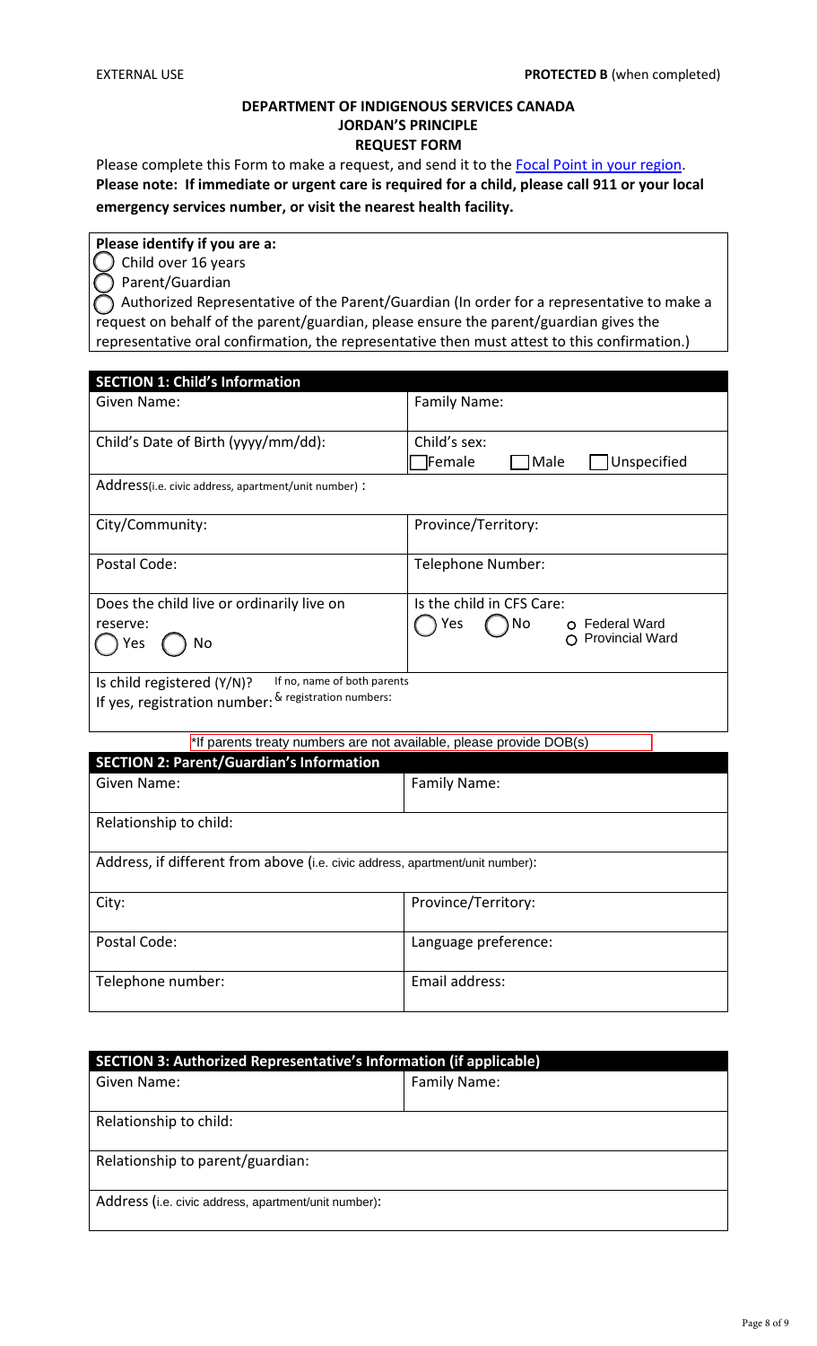EXTERNAL USE **PROTECTED B** (when completed)

**DEPARTMENT OF INDIGENOUS SERVICES CANADA**
**JORDAN'S PRINCIPLE**
**REQUEST FORM**

Please complete this Form to make a request, and send it to the Focal Point in your region.
**Please note: If immediate or urgent care is required for a child, please call 911 or your local emergency services number, or visit the nearest health facility.**

**Please identify if you are a:**

- ◯ Child over 16 years
- ◯ Parent/Guardian
- ◯ Authorized Representative of the Parent/Guardian (In order for a representative to make a request on behalf of the parent/guardian, please ensure the parent/guardian gives the representative oral confirmation, the representative then must attest to this confirmation.)

| **SECTION 1: Child's Information** | |
|---|---|
| Given Name: | Family Name: |
| Child's Date of Birth (yyyy/mm/dd): | Child's sex: ☐ Female ☐ Male ☐ Unspecified |
| Address(i.e. civic address, apartment/unit number) : | |
| City/Community: | Province/Territory: |
| Postal Code: | Telephone Number: |
| Does the child live or ordinarily live on reserve: ◯ Yes ◯ No | Is the child in CFS Care: ◯ Yes ◯ No ○ Federal Ward ○ Provincial Ward |
| Is child registered (Y/N)? If yes, registration number: If no, name of both parents & registration numbers: | |

*If parents treaty numbers are not available, please provide DOB(s)

| **SECTION 2: Parent/Guardian's Information** | |
|---|---|
| Given Name: | Family Name: |
| Relationship to child: | |
| Address, if different from above (i.e. civic address, apartment/unit number): | |
| City: | Province/Territory: |
| Postal Code: | Language preference: |
| Telephone number: | Email address: |

| **SECTION 3: Authorized Representative's Information (if applicable)** | |
|---|---|
| Given Name: | Family Name: |
| Relationship to child: | |
| Relationship to parent/guardian: | |
| Address (i.e. civic address, apartment/unit number): | |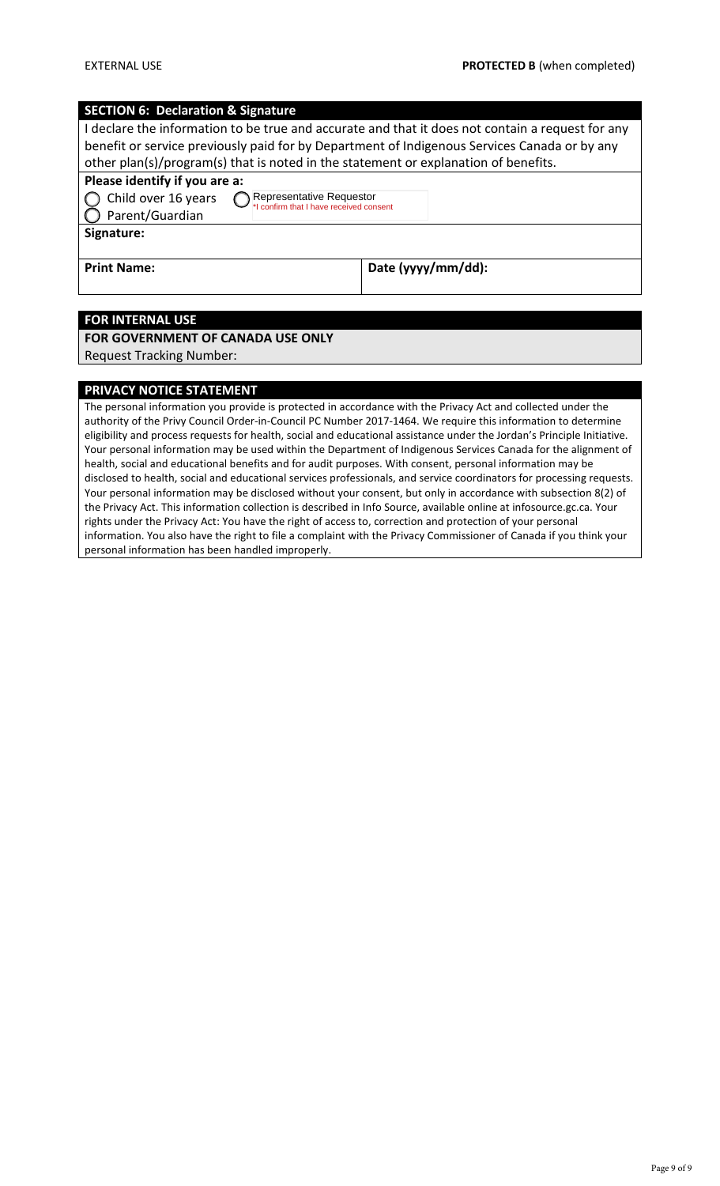EXTERNAL USE **PROTECTED B** (when completed)

## SECTION 6: Declaration & Signature

I declare the information to be true and accurate and that it does not contain a request for any benefit or service previously paid for by Department of Indigenous Services Canada or by any other plan(s)/program(s) that is noted in the statement or explanation of benefits.

**Please identify if you are a:**

- ◯ Child over 16 years
- ◯ Parent/Guardian
- ◯ Representative Requestor *I confirm that I have received consent

**Signature:**

| | |
|---|---|
| **Print Name:** | **Date (yyyy/mm/dd):** |

## FOR INTERNAL USE

**FOR GOVERNMENT OF CANADA USE ONLY**

Request Tracking Number:

## PRIVACY NOTICE STATEMENT

The personal information you provide is protected in accordance with the Privacy Act and collected under the authority of the Privy Council Order-in-Council PC Number 2017-1464. We require this information to determine eligibility and process requests for health, social and educational assistance under the Jordan's Principle Initiative. Your personal information may be used within the Department of Indigenous Services Canada for the alignment of health, social and educational benefits and for audit purposes. With consent, personal information may be disclosed to health, social and educational services professionals, and service coordinators for processing requests. Your personal information may be disclosed without your consent, but only in accordance with subsection 8(2) of the Privacy Act. This information collection is described in Info Source, available online at infosource.gc.ca. Your rights under the Privacy Act: You have the right of access to, correction and protection of your personal information. You also have the right to file a complaint with the Privacy Commissioner of Canada if you think your personal information has been handled improperly.